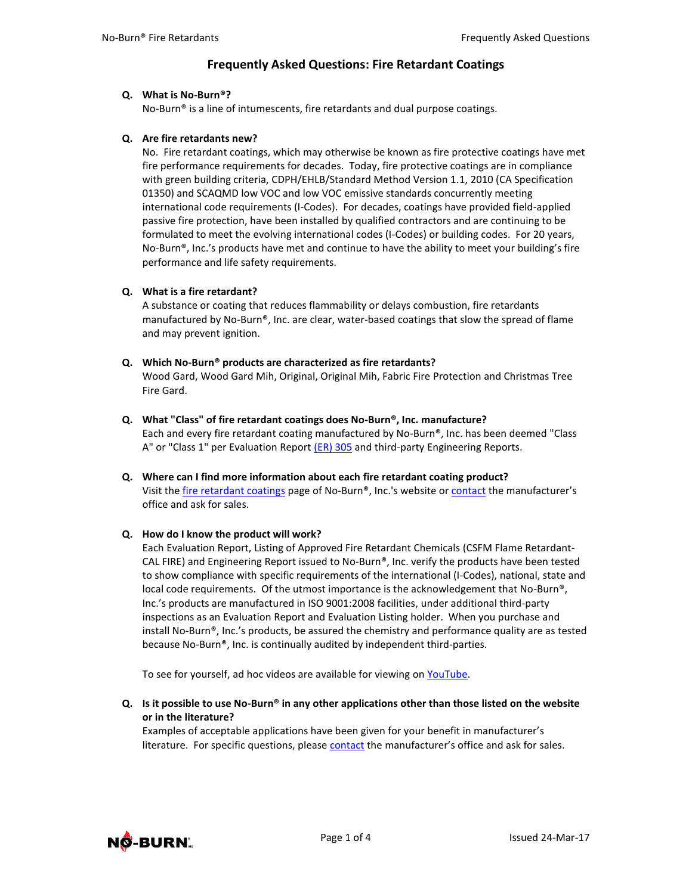# Frequently Asked Questions: Fire Retardant Coatings

**Q. What is No-Burn®?**
No-Burn® is a line of intumescents, fire retardants and dual purpose coatings.

**Q. Are fire retardants new?**
No. Fire retardant coatings, which may otherwise be known as fire protective coatings have met fire performance requirements for decades. Today, fire protective coatings are in compliance with green building criteria, CDPH/EHLB/Standard Method Version 1.1, 2010 (CA Specification 01350) and SCAQMD low VOC and low VOC emissive standards concurrently meeting international code requirements (I-Codes). For decades, coatings have provided field-applied passive fire protection, have been installed by qualified contractors and are continuing to be formulated to meet the evolving international codes (I-Codes) or building codes. For 20 years, No-Burn®, Inc.'s products have met and continue to have the ability to meet your building's fire performance and life safety requirements.

**Q. What is a fire retardant?**
A substance or coating that reduces flammability or delays combustion, fire retardants manufactured by No-Burn®, Inc. are clear, water-based coatings that slow the spread of flame and may prevent ignition.

**Q. Which No-Burn® products are characterized as fire retardants?**
Wood Gard, Wood Gard Mih, Original, Original Mih, Fabric Fire Protection and Christmas Tree Fire Gard.

**Q. What "Class" of fire retardant coatings does No-Burn®, Inc. manufacture?**
Each and every fire retardant coating manufactured by No-Burn®, Inc. has been deemed "Class A" or "Class 1" per Evaluation Report (ER) 305 and third-party Engineering Reports.

**Q. Where can I find more information about each fire retardant coating product?**
Visit the fire retardant coatings page of No-Burn®, Inc.'s website or contact the manufacturer's office and ask for sales.

**Q. How do I know the product will work?**
Each Evaluation Report, Listing of Approved Fire Retardant Chemicals (CSFM Flame Retardant-CAL FIRE) and Engineering Report issued to No-Burn®, Inc. verify the products have been tested to show compliance with specific requirements of the international (I-Codes), national, state and local code requirements. Of the utmost importance is the acknowledgement that No-Burn®, Inc.'s products are manufactured in ISO 9001:2008 facilities, under additional third-party inspections as an Evaluation Report and Evaluation Listing holder. When you purchase and install No-Burn®, Inc.'s products, be assured the chemistry and performance quality are as tested because No-Burn®, Inc. is continually audited by independent third-parties.

To see for yourself, ad hoc videos are available for viewing on YouTube.

**Q. Is it possible to use No-Burn® in any other applications other than those listed on the website or in the literature?**
Examples of acceptable applications have been given for your benefit in manufacturer's literature. For specific questions, please contact the manufacturer's office and ask for sales.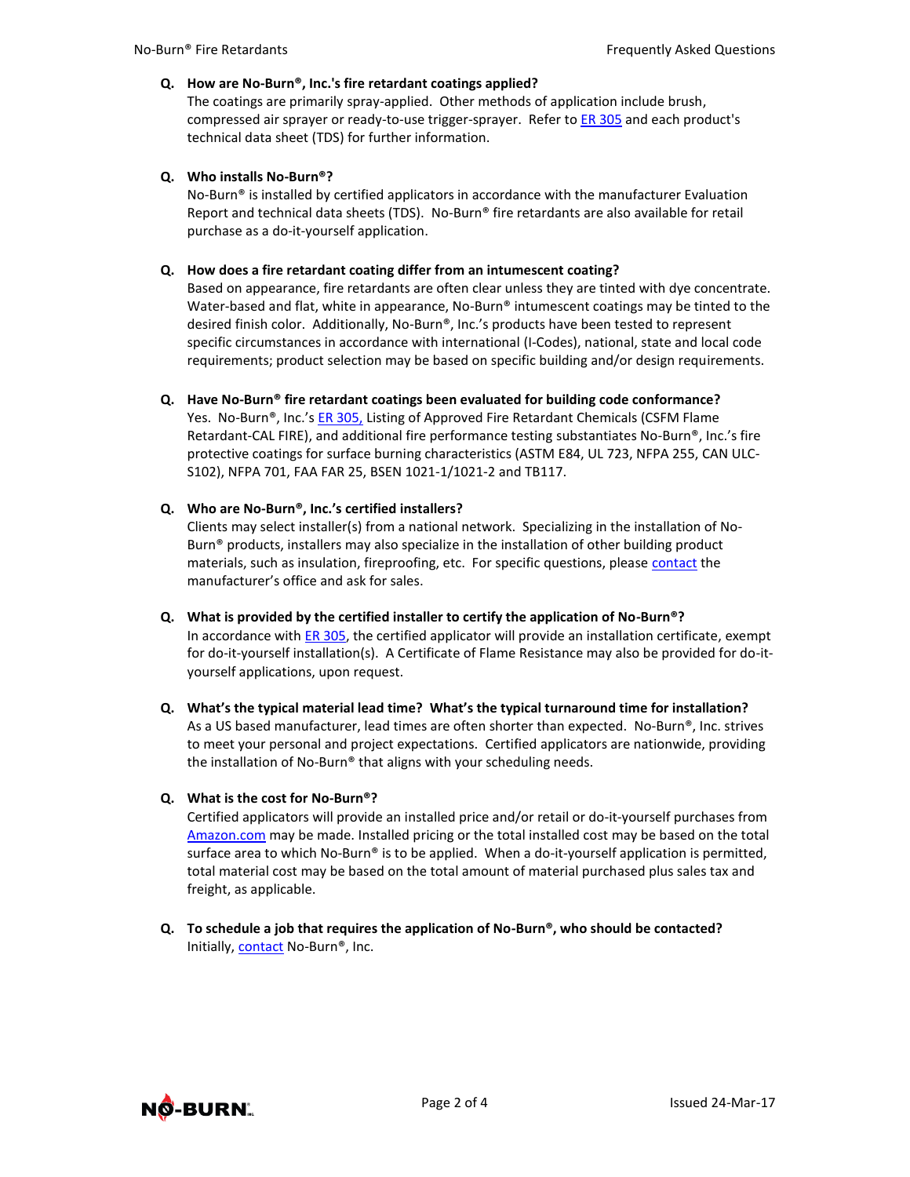**Q. How are No-Burn®, Inc.'s fire retardant coatings applied?**

The coatings are primarily spray-applied. Other methods of application include brush, compressed air sprayer or ready-to-use trigger-sprayer. Refer to ER 305 and each product's technical data sheet (TDS) for further information.

**Q. Who installs No-Burn®?**

No-Burn® is installed by certified applicators in accordance with the manufacturer Evaluation Report and technical data sheets (TDS). No-Burn® fire retardants are also available for retail purchase as a do-it-yourself application.

**Q. How does a fire retardant coating differ from an intumescent coating?**

Based on appearance, fire retardants are often clear unless they are tinted with dye concentrate. Water-based and flat, white in appearance, No-Burn® intumescent coatings may be tinted to the desired finish color. Additionally, No-Burn®, Inc.'s products have been tested to represent specific circumstances in accordance with international (I-Codes), national, state and local code requirements; product selection may be based on specific building and/or design requirements.

**Q. Have No-Burn® fire retardant coatings been evaluated for building code conformance?**

Yes. No-Burn®, Inc.'s ER 305, Listing of Approved Fire Retardant Chemicals (CSFM Flame Retardant-CAL FIRE), and additional fire performance testing substantiates No-Burn®, Inc.'s fire protective coatings for surface burning characteristics (ASTM E84, UL 723, NFPA 255, CAN ULC-S102), NFPA 701, FAA FAR 25, BSEN 1021-1/1021-2 and TB117.

**Q. Who are No-Burn®, Inc.'s certified installers?**

Clients may select installer(s) from a national network. Specializing in the installation of No-Burn® products, installers may also specialize in the installation of other building product materials, such as insulation, fireproofing, etc. For specific questions, please contact the manufacturer's office and ask for sales.

**Q. What is provided by the certified installer to certify the application of No-Burn®?**

In accordance with ER 305, the certified applicator will provide an installation certificate, exempt for do-it-yourself installation(s). A Certificate of Flame Resistance may also be provided for do-it-yourself applications, upon request.

**Q. What's the typical material lead time? What's the typical turnaround time for installation?**

As a US based manufacturer, lead times are often shorter than expected. No-Burn®, Inc. strives to meet your personal and project expectations. Certified applicators are nationwide, providing the installation of No-Burn® that aligns with your scheduling needs.

**Q. What is the cost for No-Burn®?**

Certified applicators will provide an installed price and/or retail or do-it-yourself purchases from Amazon.com may be made. Installed pricing or the total installed cost may be based on the total surface area to which No-Burn® is to be applied. When a do-it-yourself application is permitted, total material cost may be based on the total amount of material purchased plus sales tax and freight, as applicable.

**Q. To schedule a job that requires the application of No-Burn®, who should be contacted?**

Initially, contact No-Burn®, Inc.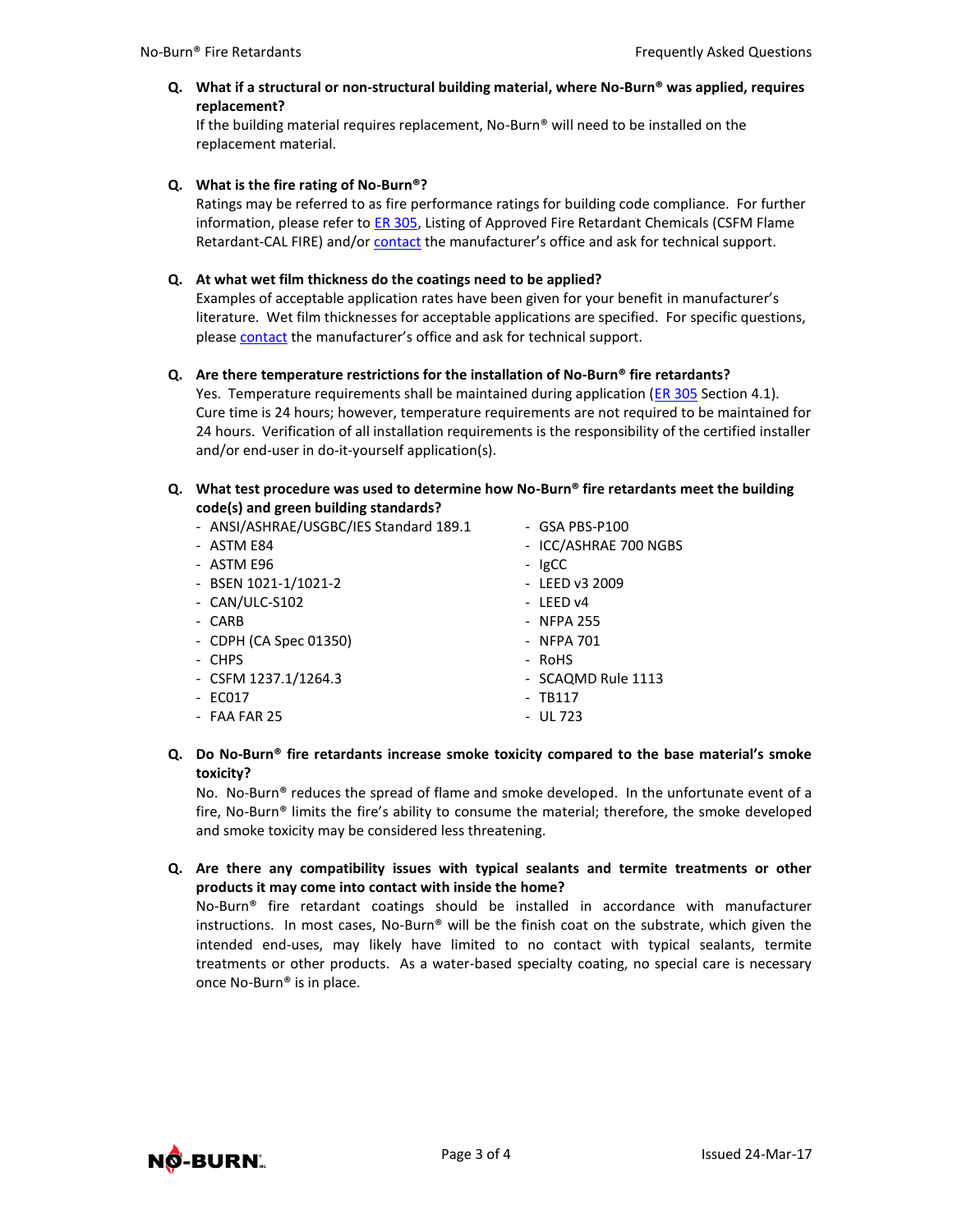**Q. What if a structural or non-structural building material, where No-Burn® was applied, requires replacement?**

If the building material requires replacement, No-Burn® will need to be installed on the replacement material.

**Q. What is the fire rating of No-Burn®?**

Ratings may be referred to as fire performance ratings for building code compliance. For further information, please refer to ER 305, Listing of Approved Fire Retardant Chemicals (CSFM Flame Retardant-CAL FIRE) and/or contact the manufacturer's office and ask for technical support.

**Q. At what wet film thickness do the coatings need to be applied?**

Examples of acceptable application rates have been given for your benefit in manufacturer's literature. Wet film thicknesses for acceptable applications are specified. For specific questions, please contact the manufacturer's office and ask for technical support.

**Q. Are there temperature restrictions for the installation of No-Burn® fire retardants?**

Yes. Temperature requirements shall be maintained during application (ER 305 Section 4.1). Cure time is 24 hours; however, temperature requirements are not required to be maintained for 24 hours. Verification of all installation requirements is the responsibility of the certified installer and/or end-user in do-it-yourself application(s).

**Q. What test procedure was used to determine how No-Burn® fire retardants meet the building code(s) and green building standards?**

- ANSI/ASHRAE/USGBC/IES Standard 189.1
- ASTM E84
- ASTM E96
- BSEN 1021-1/1021-2
- CAN/ULC-S102
- CARB
- CDPH (CA Spec 01350)
- CHPS
- CSFM 1237.1/1264.3
- EC017
- FAA FAR 25
- GSA PBS-P100
- ICC/ASHRAE 700 NGBS
- IgCC
- LEED v3 2009
- LEED v4
- NFPA 255
- NFPA 701
- RoHS
- SCAQMD Rule 1113
- TB117
- UL 723

**Q. Do No-Burn® fire retardants increase smoke toxicity compared to the base material's smoke toxicity?**

No. No-Burn® reduces the spread of flame and smoke developed. In the unfortunate event of a fire, No-Burn® limits the fire's ability to consume the material; therefore, the smoke developed and smoke toxicity may be considered less threatening.

**Q. Are there any compatibility issues with typical sealants and termite treatments or other products it may come into contact with inside the home?**

No-Burn® fire retardant coatings should be installed in accordance with manufacturer instructions. In most cases, No-Burn® will be the finish coat on the substrate, which given the intended end-uses, may likely have limited to no contact with typical sealants, termite treatments or other products. As a water-based specialty coating, no special care is necessary once No-Burn® is in place.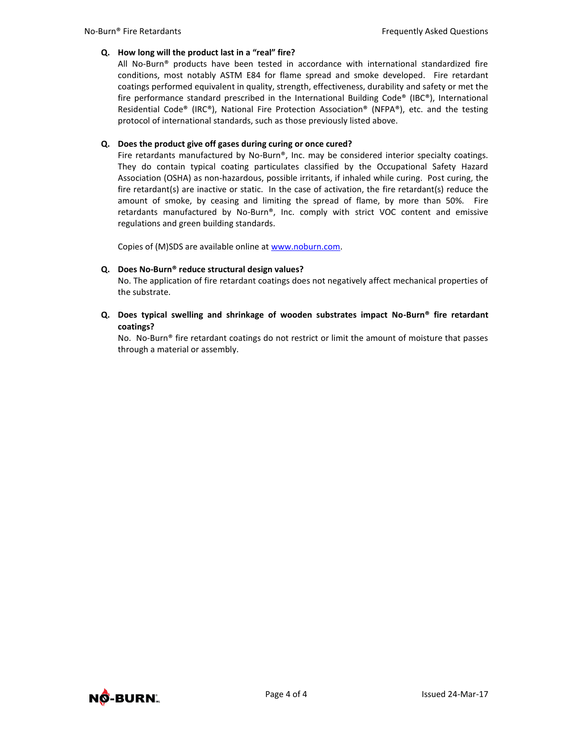**Q. How long will the product last in a "real" fire?**

All No-Burn® products have been tested in accordance with international standardized fire conditions, most notably ASTM E84 for flame spread and smoke developed. Fire retardant coatings performed equivalent in quality, strength, effectiveness, durability and safety or met the fire performance standard prescribed in the International Building Code® (IBC®), International Residential Code® (IRC®), National Fire Protection Association® (NFPA®), etc. and the testing protocol of international standards, such as those previously listed above.

**Q. Does the product give off gases during curing or once cured?**

Fire retardants manufactured by No-Burn®, Inc. may be considered interior specialty coatings. They do contain typical coating particulates classified by the Occupational Safety Hazard Association (OSHA) as non-hazardous, possible irritants, if inhaled while curing. Post curing, the fire retardant(s) are inactive or static. In the case of activation, the fire retardant(s) reduce the amount of smoke, by ceasing and limiting the spread of flame, by more than 50%. Fire retardants manufactured by No-Burn®, Inc. comply with strict VOC content and emissive regulations and green building standards.

Copies of (M)SDS are available online at [www.noburn.com](http://www.noburn.com).

**Q. Does No-Burn® reduce structural design values?**

No. The application of fire retardant coatings does not negatively affect mechanical properties of the substrate.

**Q. Does typical swelling and shrinkage of wooden substrates impact No-Burn® fire retardant coatings?**

No. No-Burn® fire retardant coatings do not restrict or limit the amount of moisture that passes through a material or assembly.

Issued 24-Mar-17